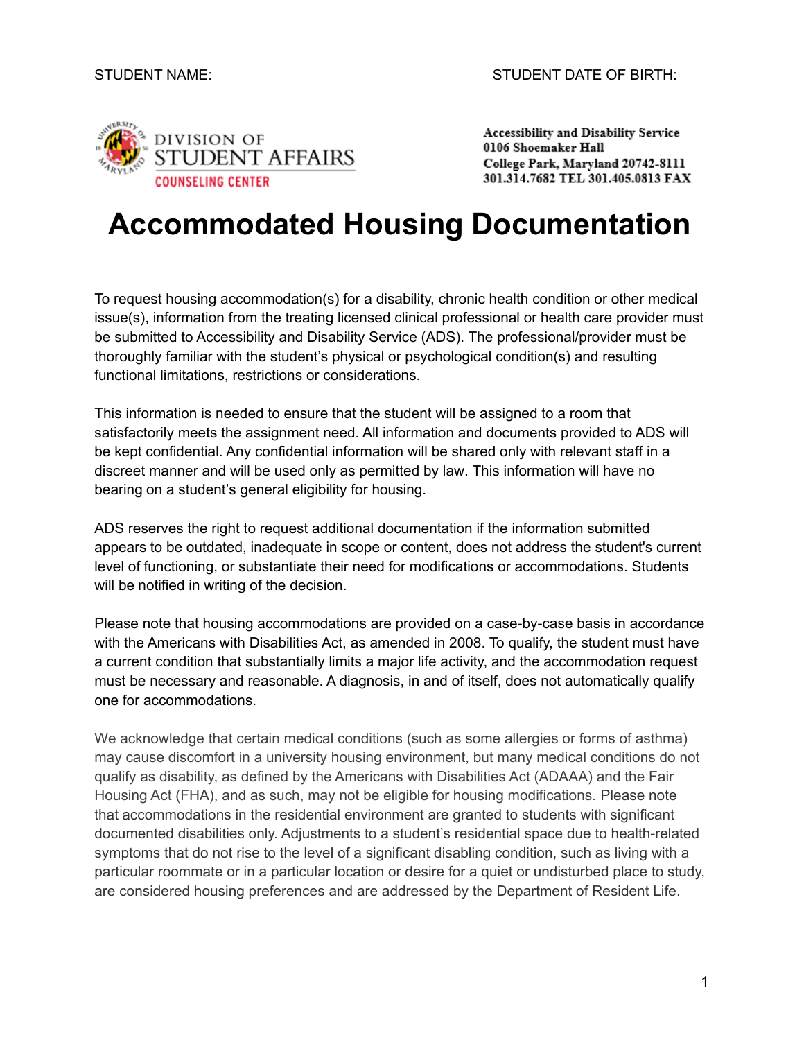STUDENT NAME: STUDENT DATE OF BIRTH:

DIVISION OF STUDENT AFFAIRS
COUNSELING CENTER

**Accessibility and Disability Service**
**0106 Shoemaker Hall**
**College Park, Maryland 20742-8111**
**301.314.7682 TEL 301.405.0813 FAX**

# Accommodated Housing Documentation

To request housing accommodation(s) for a disability, chronic health condition or other medical issue(s), information from the treating licensed clinical professional or health care provider must be submitted to Accessibility and Disability Service (ADS). The professional/provider must be thoroughly familiar with the student's physical or psychological condition(s) and resulting functional limitations, restrictions or considerations.

This information is needed to ensure that the student will be assigned to a room that satisfactorily meets the assignment need. All information and documents provided to ADS will be kept confidential. Any confidential information will be shared only with relevant staff in a discreet manner and will be used only as permitted by law. This information will have no bearing on a student's general eligibility for housing.

ADS reserves the right to request additional documentation if the information submitted appears to be outdated, inadequate in scope or content, does not address the student's current level of functioning, or substantiate their need for modifications or accommodations. Students will be notified in writing of the decision.

Please note that housing accommodations are provided on a case-by-case basis in accordance with the Americans with Disabilities Act, as amended in 2008. To qualify, the student must have a current condition that substantially limits a major life activity, and the accommodation request must be necessary and reasonable. A diagnosis, in and of itself, does not automatically qualify one for accommodations.

We acknowledge that certain medical conditions (such as some allergies or forms of asthma) may cause discomfort in a university housing environment, but many medical conditions do not qualify as disability, as defined by the Americans with Disabilities Act (ADAAA) and the Fair Housing Act (FHA), and as such, may not be eligible for housing modifications. Please note that accommodations in the residential environment are granted to students with significant documented disabilities only. Adjustments to a student's residential space due to health-related symptoms that do not rise to the level of a significant disabling condition, such as living with a particular roommate or in a particular location or desire for a quiet or undisturbed place to study, are considered housing preferences and are addressed by the Department of Resident Life.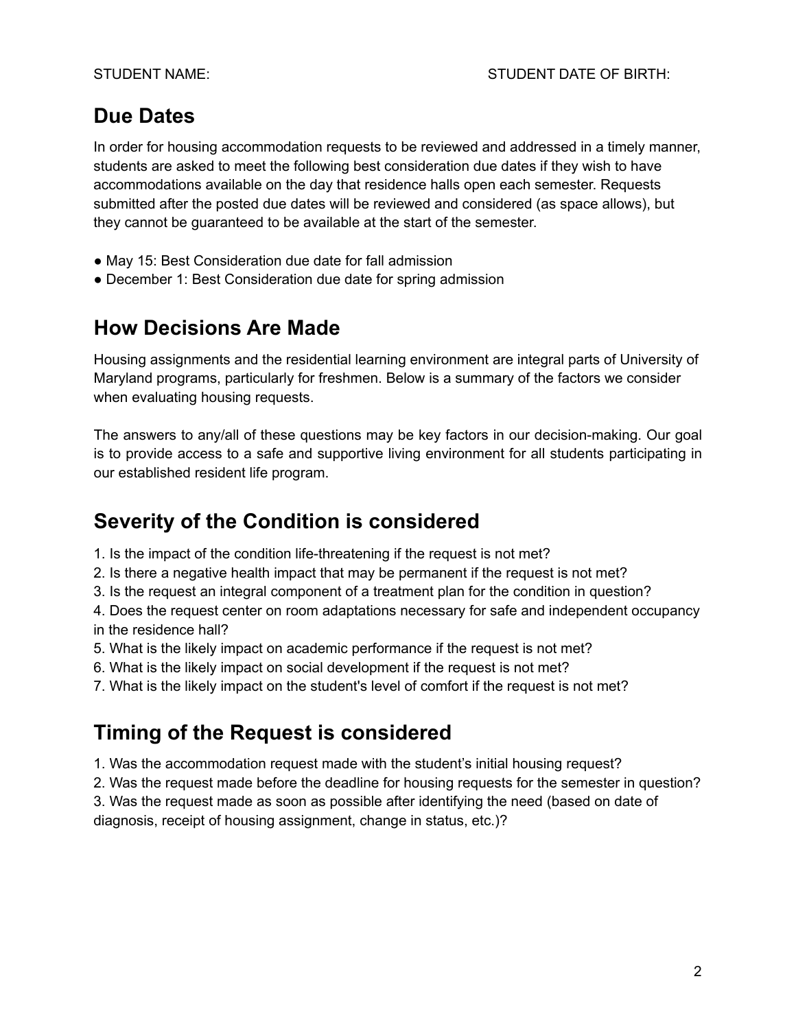STUDENT NAME: STUDENT DATE OF BIRTH:

## Due Dates

In order for housing accommodation requests to be reviewed and addressed in a timely manner, students are asked to meet the following best consideration due dates if they wish to have accommodations available on the day that residence halls open each semester. Requests submitted after the posted due dates will be reviewed and considered (as space allows), but they cannot be guaranteed to be available at the start of the semester.

- May 15: Best Consideration due date for fall admission
- December 1: Best Consideration due date for spring admission

## How Decisions Are Made

Housing assignments and the residential learning environment are integral parts of University of Maryland programs, particularly for freshmen. Below is a summary of the factors we consider when evaluating housing requests.

The answers to any/all of these questions may be key factors in our decision-making. Our goal is to provide access to a safe and supportive living environment for all students participating in our established resident life program.

## Severity of the Condition is considered

1. Is the impact of the condition life-threatening if the request is not met?
2. Is there a negative health impact that may be permanent if the request is not met?
3. Is the request an integral component of a treatment plan for the condition in question?
4. Does the request center on room adaptations necessary for safe and independent occupancy in the residence hall?
5. What is the likely impact on academic performance if the request is not met?
6. What is the likely impact on social development if the request is not met?
7. What is the likely impact on the student's level of comfort if the request is not met?

## Timing of the Request is considered

1. Was the accommodation request made with the student's initial housing request?
2. Was the request made before the deadline for housing requests for the semester in question?
3. Was the request made as soon as possible after identifying the need (based on date of diagnosis, receipt of housing assignment, change in status, etc.)?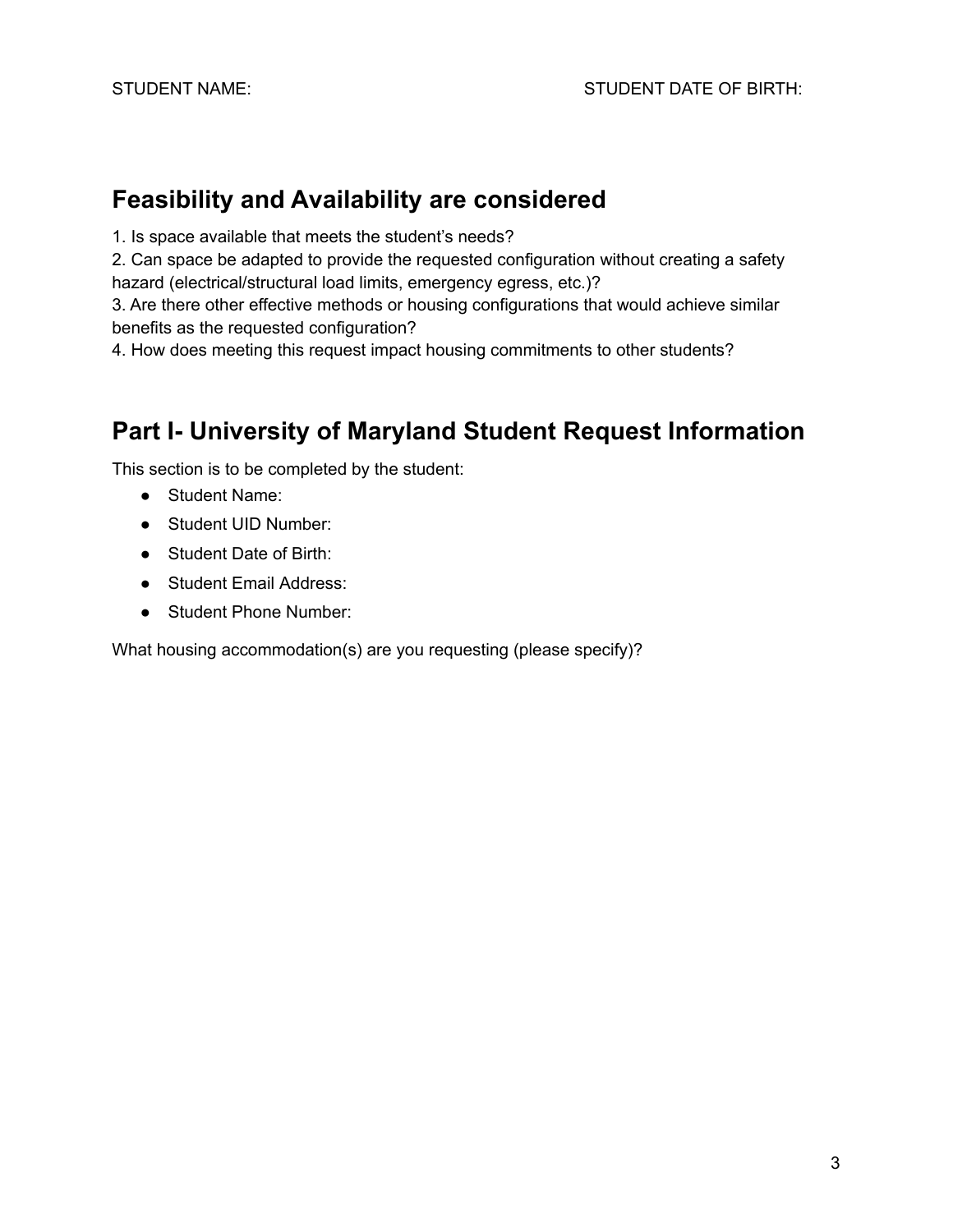## Feasibility and Availability are considered

1. Is space available that meets the student's needs?
2. Can space be adapted to provide the requested configuration without creating a safety hazard (electrical/structural load limits, emergency egress, etc.)?
3. Are there other effective methods or housing configurations that would achieve similar benefits as the requested configuration?
4. How does meeting this request impact housing commitments to other students?

## Part I- University of Maryland Student Request Information

This section is to be completed by the student:

- Student Name:
- Student UID Number:
- Student Date of Birth:
- Student Email Address:
- Student Phone Number:

What housing accommodation(s) are you requesting (please specify)?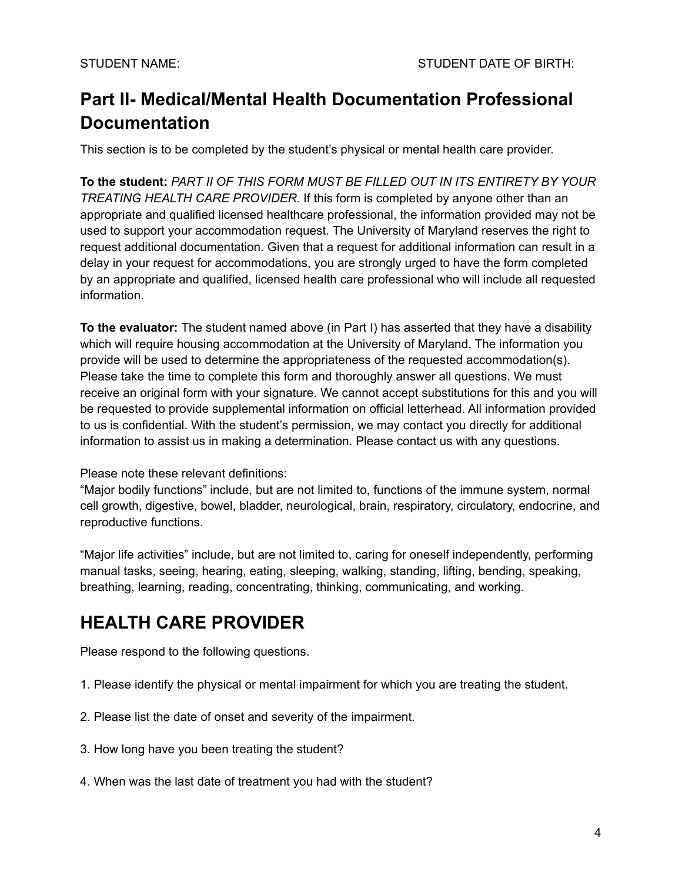STUDENT NAME: STUDENT DATE OF BIRTH:

## Part II- Medical/Mental Health Documentation Professional Documentation

This section is to be completed by the student's physical or mental health care provider.

**To the student:** *PART II OF THIS FORM MUST BE FILLED OUT IN ITS ENTIRETY BY YOUR TREATING HEALTH CARE PROVIDER.* If this form is completed by anyone other than an appropriate and qualified licensed healthcare professional, the information provided may not be used to support your accommodation request. The University of Maryland reserves the right to request additional documentation. Given that a request for additional information can result in a delay in your request for accommodations, you are strongly urged to have the form completed by an appropriate and qualified, licensed health care professional who will include all requested information.

**To the evaluator:** The student named above (in Part I) has asserted that they have a disability which will require housing accommodation at the University of Maryland. The information you provide will be used to determine the appropriateness of the requested accommodation(s). Please take the time to complete this form and thoroughly answer all questions. We must receive an original form with your signature. We cannot accept substitutions for this and you will be requested to provide supplemental information on official letterhead. All information provided to us is confidential. With the student's permission, we may contact you directly for additional information to assist us in making a determination. Please contact us with any questions.

Please note these relevant definitions:
"Major bodily functions" include, but are not limited to, functions of the immune system, normal cell growth, digestive, bowel, bladder, neurological, brain, respiratory, circulatory, endocrine, and reproductive functions.

"Major life activities" include, but are not limited to, caring for oneself independently, performing manual tasks, seeing, hearing, eating, sleeping, walking, standing, lifting, bending, speaking, breathing, learning, reading, concentrating, thinking, communicating, and working.

## HEALTH CARE PROVIDER

Please respond to the following questions.

1. Please identify the physical or mental impairment for which you are treating the student.

2. Please list the date of onset and severity of the impairment.

3. How long have you been treating the student?

4. When was the last date of treatment you had with the student?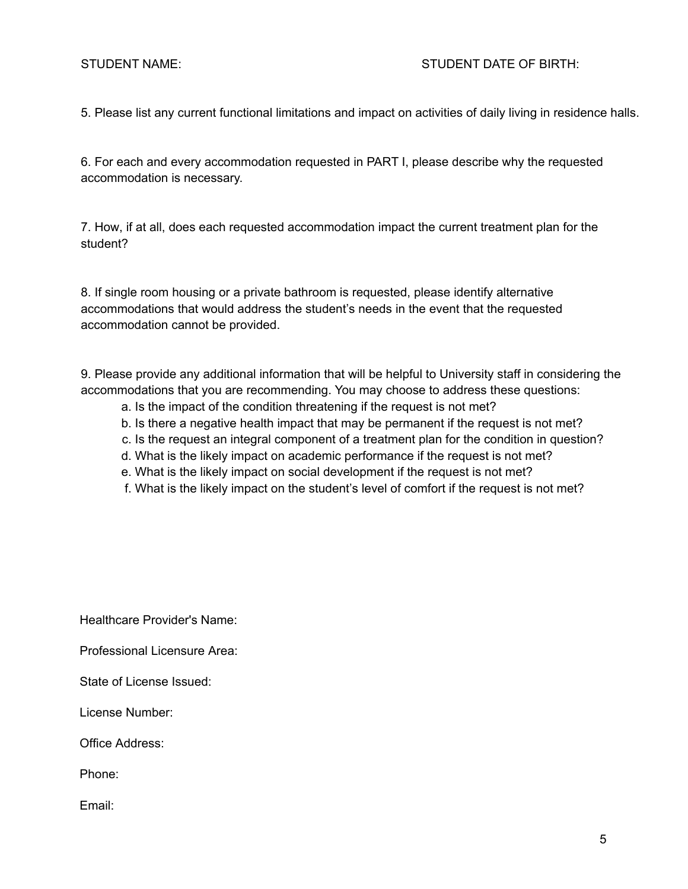STUDENT NAME: STUDENT DATE OF BIRTH:

5. Please list any current functional limitations and impact on activities of daily living in residence halls.

6. For each and every accommodation requested in PART I, please describe why the requested accommodation is necessary.

7. How, if at all, does each requested accommodation impact the current treatment plan for the student?

8. If single room housing or a private bathroom is requested, please identify alternative accommodations that would address the student's needs in the event that the requested accommodation cannot be provided.

9. Please provide any additional information that will be helpful to University staff in considering the accommodations that you are recommending. You may choose to address these questions:
    a. Is the impact of the condition threatening if the request is not met?
    b. Is there a negative health impact that may be permanent if the request is not met?
    c. Is the request an integral component of a treatment plan for the condition in question?
    d. What is the likely impact on academic performance if the request is not met?
    e. What is the likely impact on social development if the request is not met?
    f. What is the likely impact on the student's level of comfort if the request is not met?

Healthcare Provider's Name:

Professional Licensure Area:

State of License Issued:

License Number:

Office Address:

Phone:

Email: